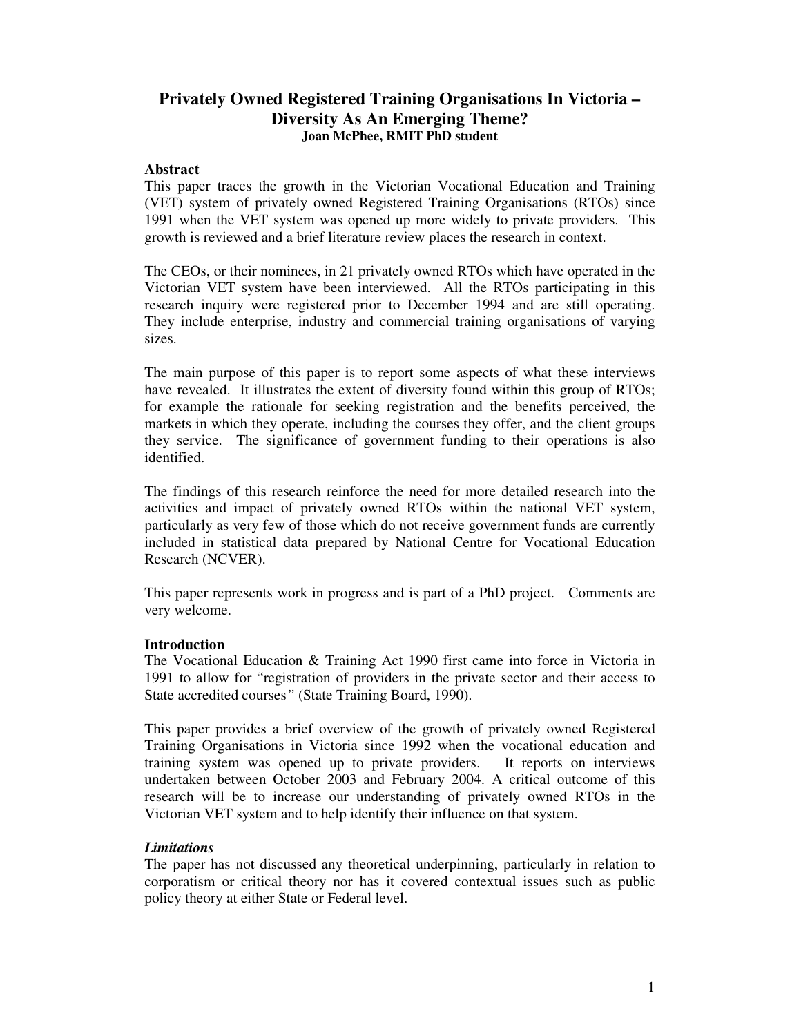# Privately Owned Registered Training Organisations In Victoria – Diversity As An Emerging Theme?

**Joan McPhee, RMIT PhD student**

## Abstract

This paper traces the growth in the Victorian Vocational Education and Training (VET) system of privately owned Registered Training Organisations (RTOs) since 1991 when the VET system was opened up more widely to private providers. This growth is reviewed and a brief literature review places the research in context.

The CEOs, or their nominees, in 21 privately owned RTOs which have operated in the Victorian VET system have been interviewed. All the RTOs participating in this research inquiry were registered prior to December 1994 and are still operating. They include enterprise, industry and commercial training organisations of varying sizes.

The main purpose of this paper is to report some aspects of what these interviews have revealed. It illustrates the extent of diversity found within this group of RTOs; for example the rationale for seeking registration and the benefits perceived, the markets in which they operate, including the courses they offer, and the client groups they service. The significance of government funding to their operations is also identified.

The findings of this research reinforce the need for more detailed research into the activities and impact of privately owned RTOs within the national VET system, particularly as very few of those which do not receive government funds are currently included in statistical data prepared by National Centre for Vocational Education Research (NCVER).

This paper represents work in progress and is part of a PhD project. Comments are very welcome.

## Introduction

The Vocational Education & Training Act 1990 first came into force in Victoria in 1991 to allow for "registration of providers in the private sector and their access to State accredited courses*"* (State Training Board, 1990).

This paper provides a brief overview of the growth of privately owned Registered Training Organisations in Victoria since 1992 when the vocational education and training system was opened up to private providers. It reports on interviews undertaken between October 2003 and February 2004. A critical outcome of this research will be to increase our understanding of privately owned RTOs in the Victorian VET system and to help identify their influence on that system.

### *Limitations*

The paper has not discussed any theoretical underpinning, particularly in relation to corporatism or critical theory nor has it covered contextual issues such as public policy theory at either State or Federal level.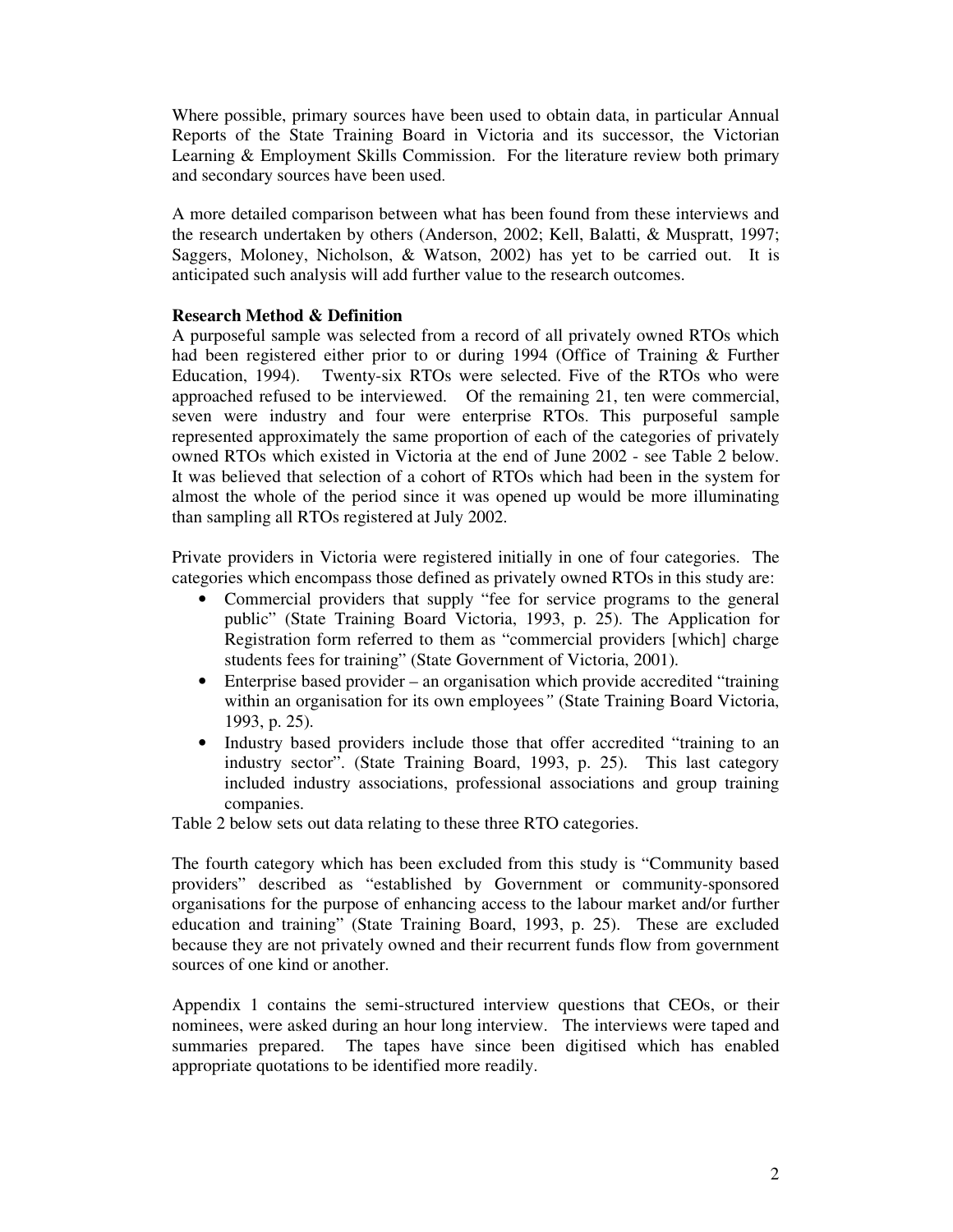Where possible, primary sources have been used to obtain data, in particular Annual Reports of the State Training Board in Victoria and its successor, the Victorian Learning & Employment Skills Commission. For the literature review both primary and secondary sources have been used.

A more detailed comparison between what has been found from these interviews and the research undertaken by others (Anderson, 2002; Kell, Balatti, & Muspratt, 1997; Saggers, Moloney, Nicholson, & Watson, 2002) has yet to be carried out. It is anticipated such analysis will add further value to the research outcomes.

**Research Method & Definition**

A purposeful sample was selected from a record of all privately owned RTOs which had been registered either prior to or during 1994 (Office of Training & Further Education, 1994). Twenty-six RTOs were selected. Five of the RTOs who were approached refused to be interviewed. Of the remaining 21, ten were commercial, seven were industry and four were enterprise RTOs. This purposeful sample represented approximately the same proportion of each of the categories of privately owned RTOs which existed in Victoria at the end of June 2002 - see Table 2 below. It was believed that selection of a cohort of RTOs which had been in the system for almost the whole of the period since it was opened up would be more illuminating than sampling all RTOs registered at July 2002.

Private providers in Victoria were registered initially in one of four categories. The categories which encompass those defined as privately owned RTOs in this study are:

- Commercial providers that supply "fee for service programs to the general public" (State Training Board Victoria, 1993, p. 25). The Application for Registration form referred to them as "commercial providers [which] charge students fees for training" (State Government of Victoria, 2001).
- Enterprise based provider – an organisation which provide accredited "training within an organisation for its own employees" (State Training Board Victoria, 1993, p. 25).
- Industry based providers include those that offer accredited "training to an industry sector". (State Training Board, 1993, p. 25). This last category included industry associations, professional associations and group training companies.

Table 2 below sets out data relating to these three RTO categories.

The fourth category which has been excluded from this study is "Community based providers" described as "established by Government or community-sponsored organisations for the purpose of enhancing access to the labour market and/or further education and training" (State Training Board, 1993, p. 25). These are excluded because they are not privately owned and their recurrent funds flow from government sources of one kind or another.

Appendix 1 contains the semi-structured interview questions that CEOs, or their nominees, were asked during an hour long interview. The interviews were taped and summaries prepared. The tapes have since been digitised which has enabled appropriate quotations to be identified more readily.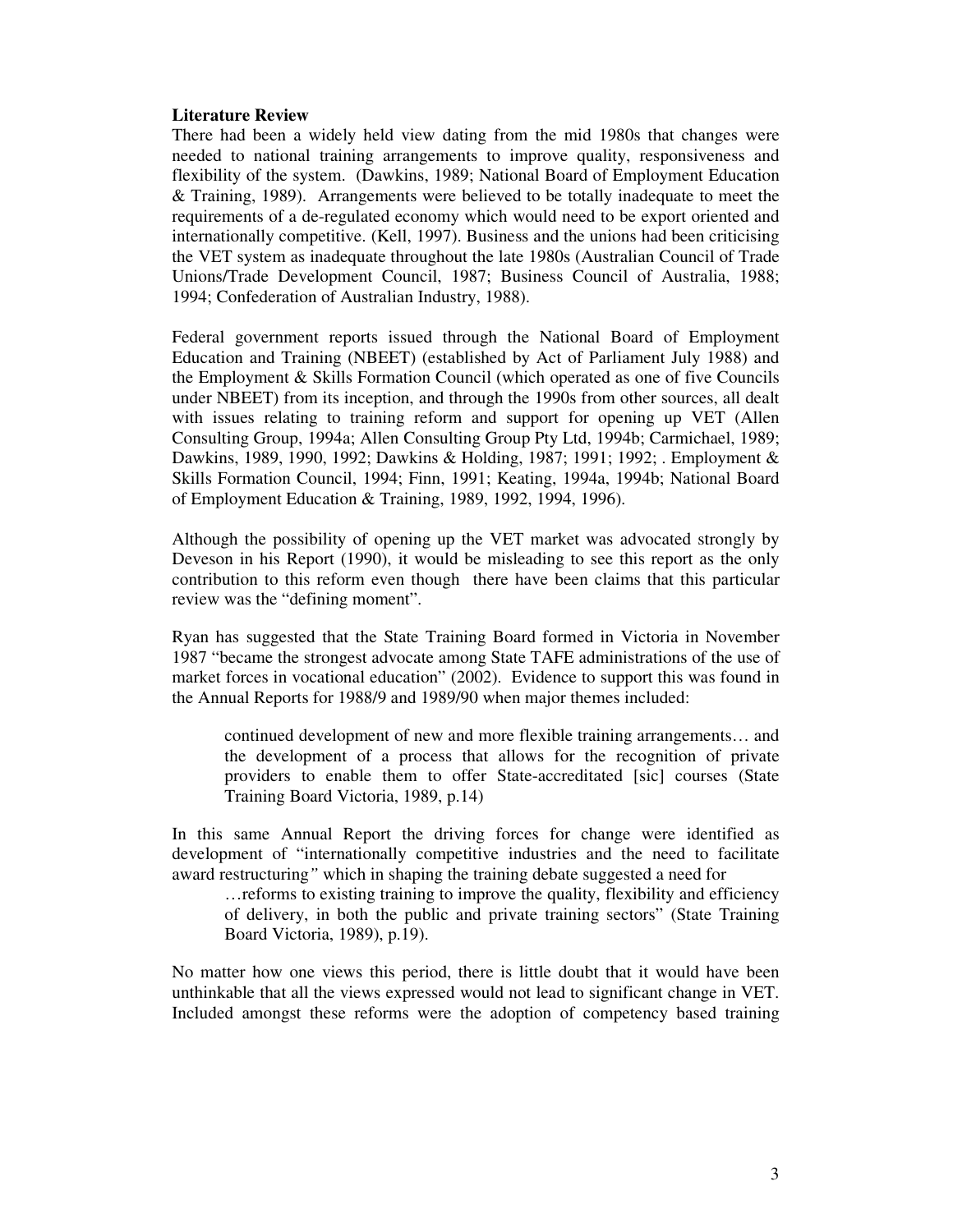**Literature Review**

There had been a widely held view dating from the mid 1980s that changes were needed to national training arrangements to improve quality, responsiveness and flexibility of the system. (Dawkins, 1989; National Board of Employment Education & Training, 1989). Arrangements were believed to be totally inadequate to meet the requirements of a de-regulated economy which would need to be export oriented and internationally competitive. (Kell, 1997). Business and the unions had been criticising the VET system as inadequate throughout the late 1980s (Australian Council of Trade Unions/Trade Development Council, 1987; Business Council of Australia, 1988; 1994; Confederation of Australian Industry, 1988).

Federal government reports issued through the National Board of Employment Education and Training (NBEET) (established by Act of Parliament July 1988) and the Employment & Skills Formation Council (which operated as one of five Councils under NBEET) from its inception, and through the 1990s from other sources, all dealt with issues relating to training reform and support for opening up VET (Allen Consulting Group, 1994a; Allen Consulting Group Pty Ltd, 1994b; Carmichael, 1989; Dawkins, 1989, 1990, 1992; Dawkins & Holding, 1987; 1991; 1992; . Employment & Skills Formation Council, 1994; Finn, 1991; Keating, 1994a, 1994b; National Board of Employment Education & Training, 1989, 1992, 1994, 1996).

Although the possibility of opening up the VET market was advocated strongly by Deveson in his Report (1990), it would be misleading to see this report as the only contribution to this reform even though there have been claims that this particular review was the "defining moment".

Ryan has suggested that the State Training Board formed in Victoria in November 1987 "became the strongest advocate among State TAFE administrations of the use of market forces in vocational education" (2002). Evidence to support this was found in the Annual Reports for 1988/9 and 1989/90 when major themes included:

> continued development of new and more flexible training arrangements… and the development of a process that allows for the recognition of private providers to enable them to offer State-accreditated [sic] courses (State Training Board Victoria, 1989, p.14)

In this same Annual Report the driving forces for change were identified as development of "internationally competitive industries and the need to facilitate award restructuring*"* which in shaping the training debate suggested a need for

> …reforms to existing training to improve the quality, flexibility and efficiency of delivery, in both the public and private training sectors" (State Training Board Victoria, 1989), p.19).

No matter how one views this period, there is little doubt that it would have been unthinkable that all the views expressed would not lead to significant change in VET. Included amongst these reforms were the adoption of competency based training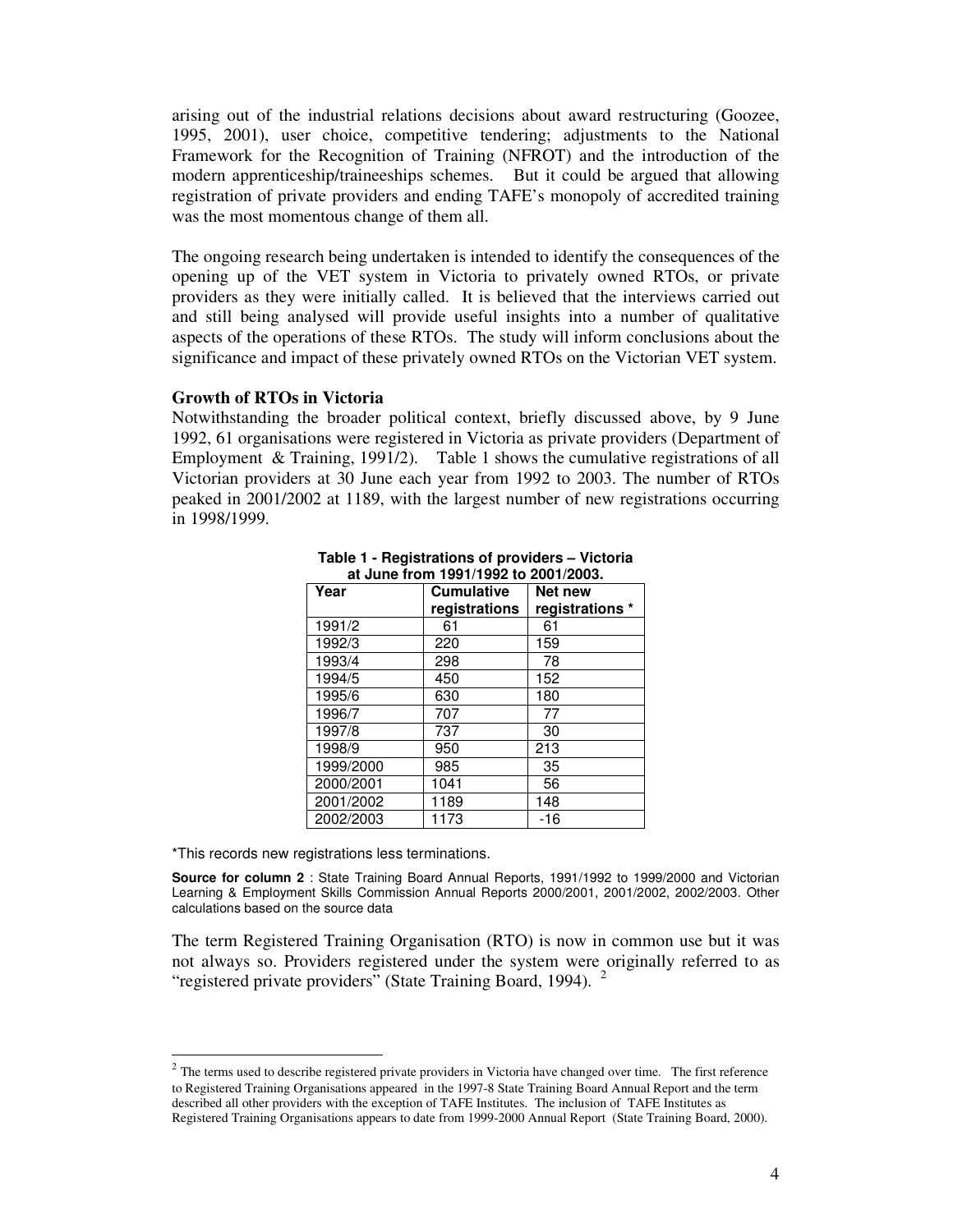arising out of the industrial relations decisions about award restructuring (Goozee, 1995, 2001), user choice, competitive tendering; adjustments to the National Framework for the Recognition of Training (NFROT) and the introduction of the modern apprenticeship/traineeships schemes. But it could be argued that allowing registration of private providers and ending TAFE's monopoly of accredited training was the most momentous change of them all.

The ongoing research being undertaken is intended to identify the consequences of the opening up of the VET system in Victoria to privately owned RTOs, or private providers as they were initially called. It is believed that the interviews carried out and still being analysed will provide useful insights into a number of qualitative aspects of the operations of these RTOs. The study will inform conclusions about the significance and impact of these privately owned RTOs on the Victorian VET system.

**Growth of RTOs in Victoria**

Notwithstanding the broader political context, briefly discussed above, by 9 June 1992, 61 organisations were registered in Victoria as private providers (Department of Employment & Training, 1991/2). Table 1 shows the cumulative registrations of all Victorian providers at 30 June each year from 1992 to 2003. The number of RTOs peaked in 2001/2002 at 1189, with the largest number of new registrations occurring in 1998/1999.

**Table 1 - Registrations of providers – Victoria at June from 1991/1992 to 2001/2003.**

| Year | Cumulative registrations | Net new registrations * |
|---|---|---|
| 1991/2 | 61 | 61 |
| 1992/3 | 220 | 159 |
| 1993/4 | 298 | 78 |
| 1994/5 | 450 | 152 |
| 1995/6 | 630 | 180 |
| 1996/7 | 707 | 77 |
| 1997/8 | 737 | 30 |
| 1998/9 | 950 | 213 |
| 1999/2000 | 985 | 35 |
| 2000/2001 | 1041 | 56 |
| 2001/2002 | 1189 | 148 |
| 2002/2003 | 1173 | -16 |

*This records new registrations less terminations.

**Source for column 2** : State Training Board Annual Reports, 1991/1992 to 1999/2000 and Victorian Learning & Employment Skills Commission Annual Reports 2000/2001, 2001/2002, 2002/2003. Other calculations based on the source data

The term Registered Training Organisation (RTO) is now in common use but it was not always so. Providers registered under the system were originally referred to as "registered private providers" (State Training Board, 1994). [2]

[2] The terms used to describe registered private providers in Victoria have changed over time. The first reference to Registered Training Organisations appeared in the 1997-8 State Training Board Annual Report and the term described all other providers with the exception of TAFE Institutes. The inclusion of TAFE Institutes as Registered Training Organisations appears to date from 1999-2000 Annual Report (State Training Board, 2000).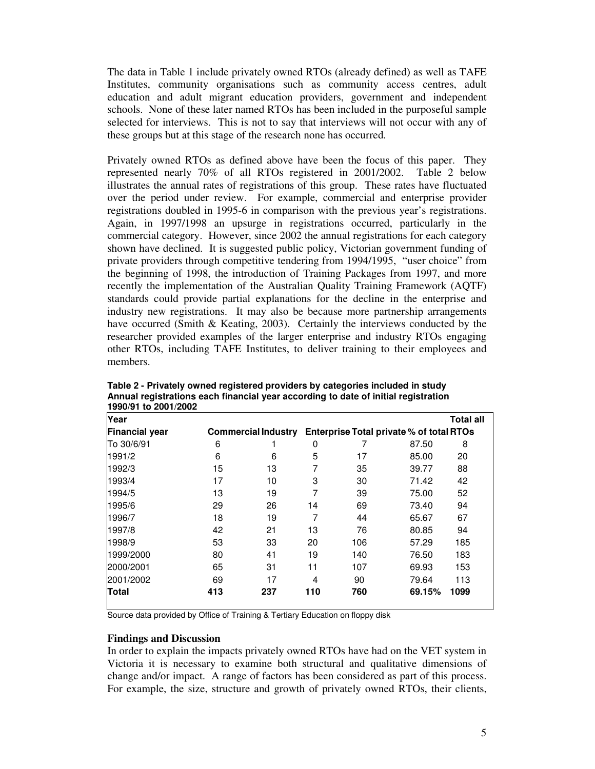The data in Table 1 include privately owned RTOs (already defined) as well as TAFE Institutes, community organisations such as community access centres, adult education and adult migrant education providers, government and independent schools. None of these later named RTOs has been included in the purposeful sample selected for interviews. This is not to say that interviews will not occur with any of these groups but at this stage of the research none has occurred.

Privately owned RTOs as defined above have been the focus of this paper. They represented nearly 70% of all RTOs registered in 2001/2002. Table 2 below illustrates the annual rates of registrations of this group. These rates have fluctuated over the period under review. For example, commercial and enterprise provider registrations doubled in 1995-6 in comparison with the previous year's registrations. Again, in 1997/1998 an upsurge in registrations occurred, particularly in the commercial category. However, since 2002 the annual registrations for each category shown have declined. It is suggested public policy, Victorian government funding of private providers through competitive tendering from 1994/1995, "user choice" from the beginning of 1998, the introduction of Training Packages from 1997, and more recently the implementation of the Australian Quality Training Framework (AQTF) standards could provide partial explanations for the decline in the enterprise and industry new registrations. It may also be because more partnership arrangements have occurred (Smith & Keating, 2003). Certainly the interviews conducted by the researcher provided examples of the larger enterprise and industry RTOs engaging other RTOs, including TAFE Institutes, to deliver training to their employees and members.

**Table 2 - Privately owned registered providers by categories included in study Annual registrations each financial year according to date of initial registration 1990/91 to 2001/2002**

| Year<br>Financial year | Commercial | Industry | Enterprise | Total private | % of total RTOs | Total all RTOs |
|---|---|---|---|---|---|---|
| To 30/6/91 | 6 | 1 | 0 | 7 | 87.50 | 8 |
| 1991/2 | 6 | 6 | 5 | 17 | 85.00 | 20 |
| 1992/3 | 15 | 13 | 7 | 35 | 39.77 | 88 |
| 1993/4 | 17 | 10 | 3 | 30 | 71.42 | 42 |
| 1994/5 | 13 | 19 | 7 | 39 | 75.00 | 52 |
| 1995/6 | 29 | 26 | 14 | 69 | 73.40 | 94 |
| 1996/7 | 18 | 19 | 7 | 44 | 65.67 | 67 |
| 1997/8 | 42 | 21 | 13 | 76 | 80.85 | 94 |
| 1998/9 | 53 | 33 | 20 | 106 | 57.29 | 185 |
| 1999/2000 | 80 | 41 | 19 | 140 | 76.50 | 183 |
| 2000/2001 | 65 | 31 | 11 | 107 | 69.93 | 153 |
| 2001/2002 | 69 | 17 | 4 | 90 | 79.64 | 113 |
| **Total** | **413** | **237** | **110** | **760** | **69.15%** | **1099** |

Source data provided by Office of Training & Tertiary Education on floppy disk

## Findings and Discussion

In order to explain the impacts privately owned RTOs have had on the VET system in Victoria it is necessary to examine both structural and qualitative dimensions of change and/or impact. A range of factors has been considered as part of this process. For example, the size, structure and growth of privately owned RTOs, their clients,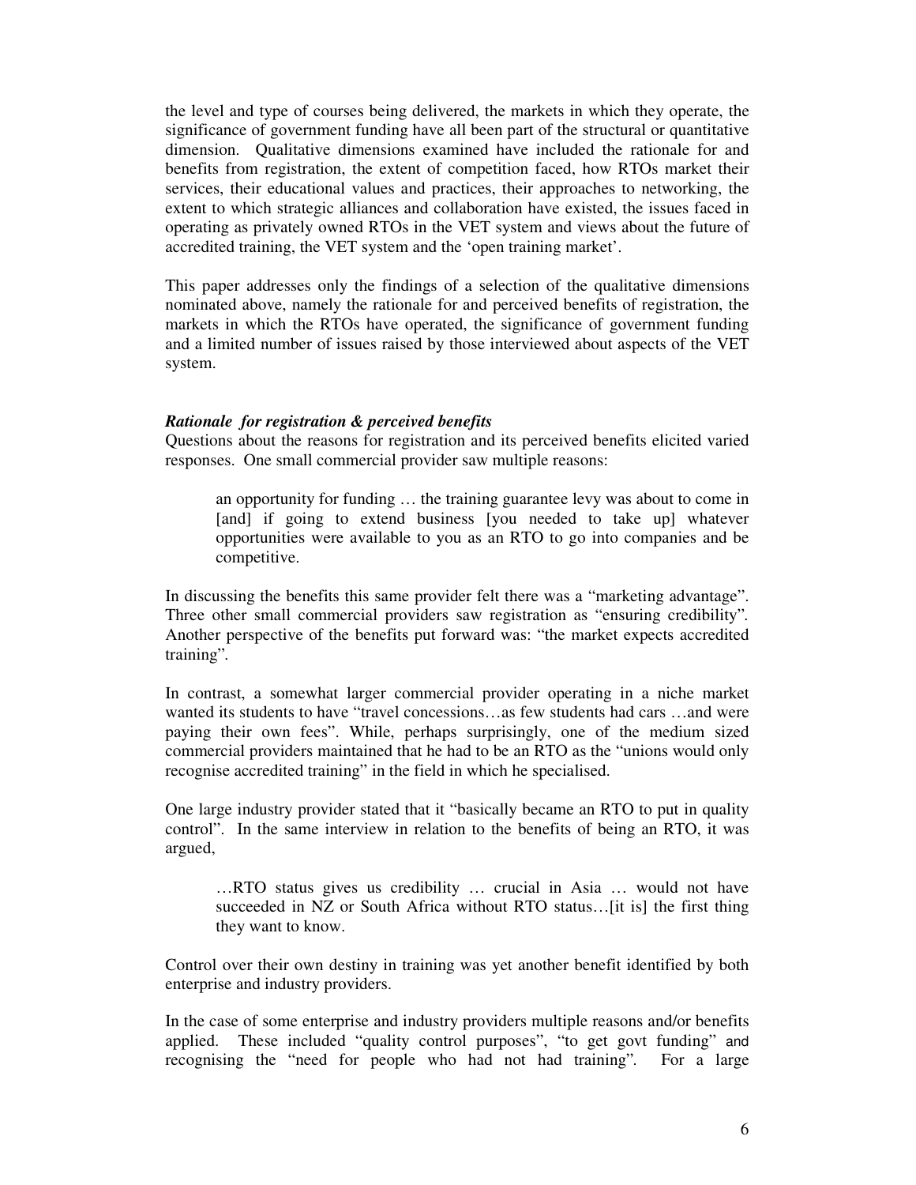the level and type of courses being delivered, the markets in which they operate, the significance of government funding have all been part of the structural or quantitative dimension. Qualitative dimensions examined have included the rationale for and benefits from registration, the extent of competition faced, how RTOs market their services, their educational values and practices, their approaches to networking, the extent to which strategic alliances and collaboration have existed, the issues faced in operating as privately owned RTOs in the VET system and views about the future of accredited training, the VET system and the 'open training market'.

This paper addresses only the findings of a selection of the qualitative dimensions nominated above, namely the rationale for and perceived benefits of registration, the markets in which the RTOs have operated, the significance of government funding and a limited number of issues raised by those interviewed about aspects of the VET system.

***Rationale for registration & perceived benefits***

Questions about the reasons for registration and its perceived benefits elicited varied responses. One small commercial provider saw multiple reasons:

> an opportunity for funding … the training guarantee levy was about to come in [and] if going to extend business [you needed to take up] whatever opportunities were available to you as an RTO to go into companies and be competitive.

In discussing the benefits this same provider felt there was a "marketing advantage". Three other small commercial providers saw registration as "ensuring credibility". Another perspective of the benefits put forward was: "the market expects accredited training".

In contrast, a somewhat larger commercial provider operating in a niche market wanted its students to have "travel concessions…as few students had cars …and were paying their own fees". While, perhaps surprisingly, one of the medium sized commercial providers maintained that he had to be an RTO as the "unions would only recognise accredited training" in the field in which he specialised.

One large industry provider stated that it "basically became an RTO to put in quality control". In the same interview in relation to the benefits of being an RTO, it was argued,

> …RTO status gives us credibility … crucial in Asia … would not have succeeded in NZ or South Africa without RTO status…[it is] the first thing they want to know.

Control over their own destiny in training was yet another benefit identified by both enterprise and industry providers.

In the case of some enterprise and industry providers multiple reasons and/or benefits applied. These included "quality control purposes", "to get govt funding" and recognising the "need for people who had not had training". For a large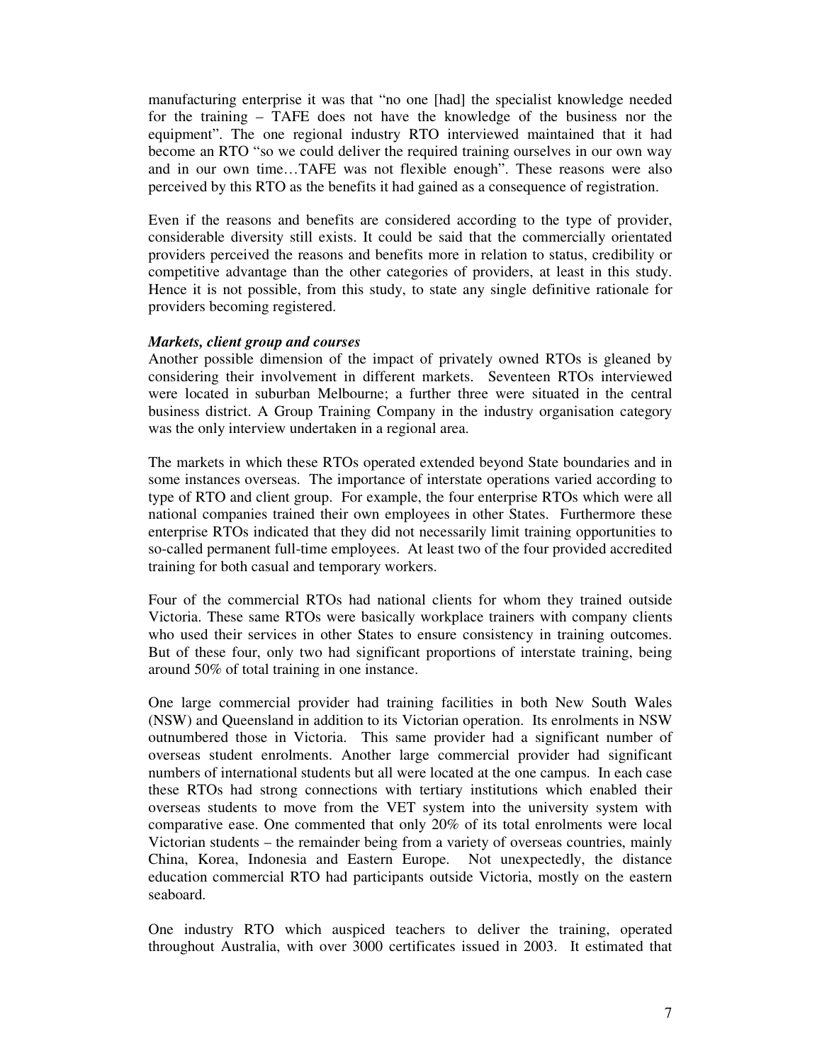manufacturing enterprise it was that "no one [had] the specialist knowledge needed for the training – TAFE does not have the knowledge of the business nor the equipment". The one regional industry RTO interviewed maintained that it had become an RTO "so we could deliver the required training ourselves in our own way and in our own time…TAFE was not flexible enough". These reasons were also perceived by this RTO as the benefits it had gained as a consequence of registration.

Even if the reasons and benefits are considered according to the type of provider, considerable diversity still exists. It could be said that the commercially orientated providers perceived the reasons and benefits more in relation to status, credibility or competitive advantage than the other categories of providers, at least in this study. Hence it is not possible, from this study, to state any single definitive rationale for providers becoming registered.

***Markets, client group and courses***

Another possible dimension of the impact of privately owned RTOs is gleaned by considering their involvement in different markets. Seventeen RTOs interviewed were located in suburban Melbourne; a further three were situated in the central business district. A Group Training Company in the industry organisation category was the only interview undertaken in a regional area.

The markets in which these RTOs operated extended beyond State boundaries and in some instances overseas. The importance of interstate operations varied according to type of RTO and client group. For example, the four enterprise RTOs which were all national companies trained their own employees in other States. Furthermore these enterprise RTOs indicated that they did not necessarily limit training opportunities to so-called permanent full-time employees. At least two of the four provided accredited training for both casual and temporary workers.

Four of the commercial RTOs had national clients for whom they trained outside Victoria. These same RTOs were basically workplace trainers with company clients who used their services in other States to ensure consistency in training outcomes. But of these four, only two had significant proportions of interstate training, being around 50% of total training in one instance.

One large commercial provider had training facilities in both New South Wales (NSW) and Queensland in addition to its Victorian operation. Its enrolments in NSW outnumbered those in Victoria. This same provider had a significant number of overseas student enrolments. Another large commercial provider had significant numbers of international students but all were located at the one campus. In each case these RTOs had strong connections with tertiary institutions which enabled their overseas students to move from the VET system into the university system with comparative ease. One commented that only 20% of its total enrolments were local Victorian students – the remainder being from a variety of overseas countries, mainly China, Korea, Indonesia and Eastern Europe. Not unexpectedly, the distance education commercial RTO had participants outside Victoria, mostly on the eastern seaboard.

One industry RTO which auspiced teachers to deliver the training, operated throughout Australia, with over 3000 certificates issued in 2003. It estimated that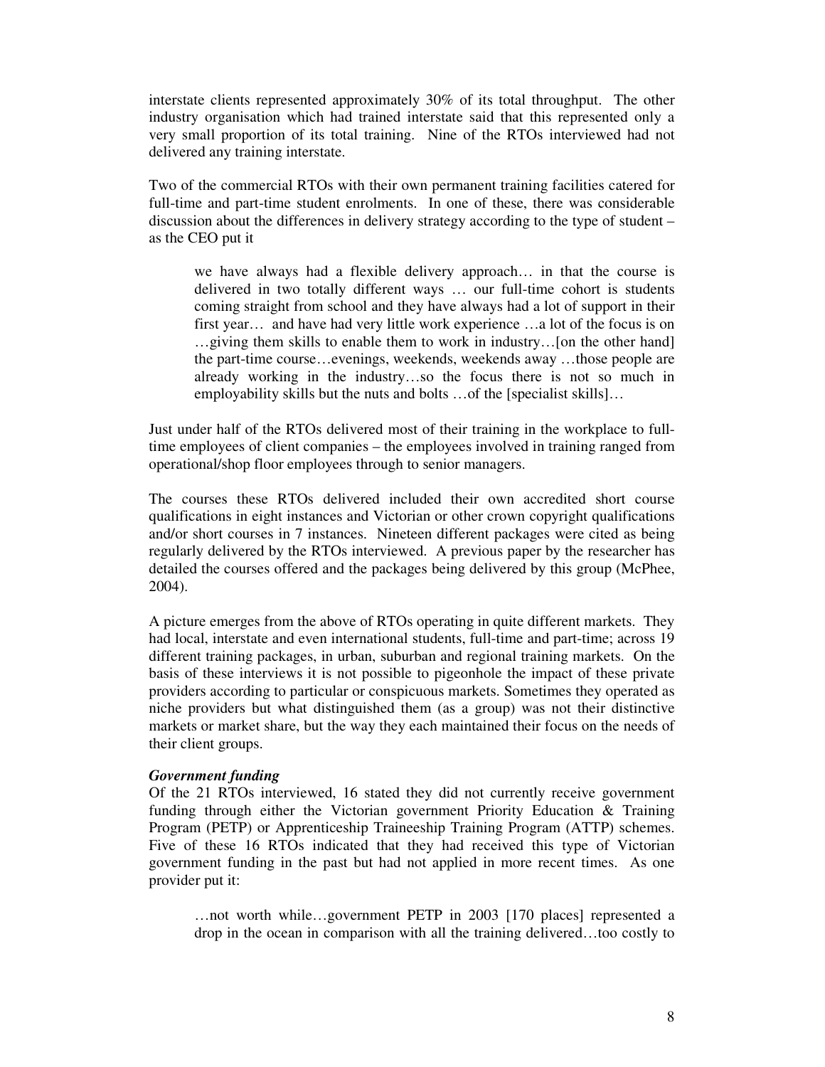interstate clients represented approximately 30% of its total throughput. The other industry organisation which had trained interstate said that this represented only a very small proportion of its total training. Nine of the RTOs interviewed had not delivered any training interstate.

Two of the commercial RTOs with their own permanent training facilities catered for full-time and part-time student enrolments. In one of these, there was considerable discussion about the differences in delivery strategy according to the type of student – as the CEO put it

> we have always had a flexible delivery approach… in that the course is delivered in two totally different ways … our full-time cohort is students coming straight from school and they have always had a lot of support in their first year… and have had very little work experience …a lot of the focus is on …giving them skills to enable them to work in industry…[on the other hand] the part-time course…evenings, weekends, weekends away …those people are already working in the industry…so the focus there is not so much in employability skills but the nuts and bolts …of the [specialist skills]…

Just under half of the RTOs delivered most of their training in the workplace to full-time employees of client companies – the employees involved in training ranged from operational/shop floor employees through to senior managers.

The courses these RTOs delivered included their own accredited short course qualifications in eight instances and Victorian or other crown copyright qualifications and/or short courses in 7 instances. Nineteen different packages were cited as being regularly delivered by the RTOs interviewed. A previous paper by the researcher has detailed the courses offered and the packages being delivered by this group (McPhee, 2004).

A picture emerges from the above of RTOs operating in quite different markets. They had local, interstate and even international students, full-time and part-time; across 19 different training packages, in urban, suburban and regional training markets. On the basis of these interviews it is not possible to pigeonhole the impact of these private providers according to particular or conspicuous markets. Sometimes they operated as niche providers but what distinguished them (as a group) was not their distinctive markets or market share, but the way they each maintained their focus on the needs of their client groups.

***Government funding***

Of the 21 RTOs interviewed, 16 stated they did not currently receive government funding through either the Victorian government Priority Education & Training Program (PETP) or Apprenticeship Traineeship Training Program (ATTP) schemes. Five of these 16 RTOs indicated that they had received this type of Victorian government funding in the past but had not applied in more recent times. As one provider put it:

> …not worth while…government PETP in 2003 [170 places] represented a drop in the ocean in comparison with all the training delivered…too costly to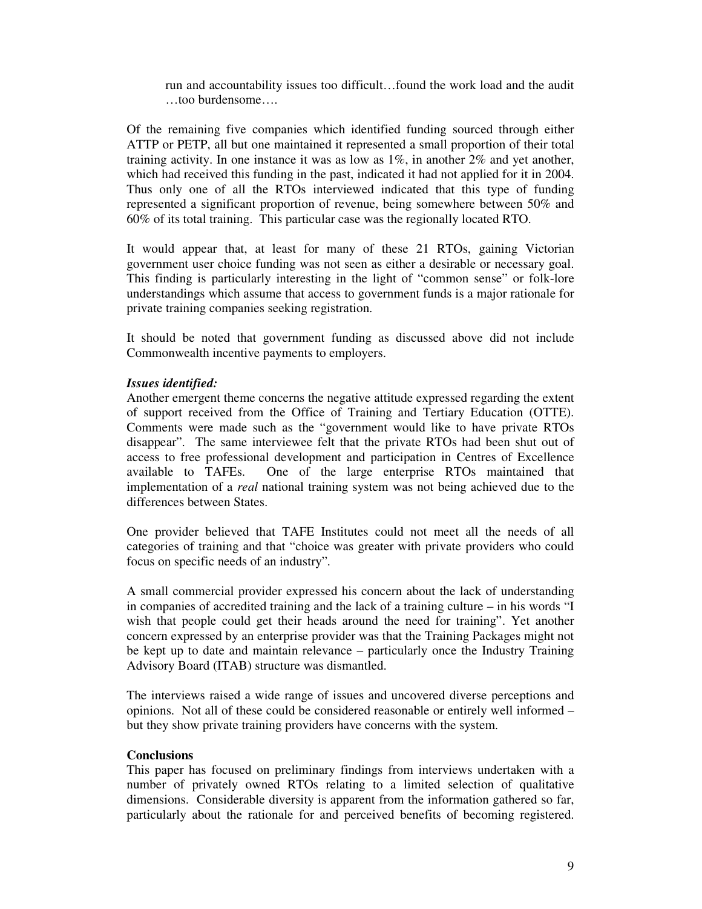> run and accountability issues too difficult…found the work load and the audit …too burdensome….

Of the remaining five companies which identified funding sourced through either ATTP or PETP, all but one maintained it represented a small proportion of their total training activity. In one instance it was as low as 1%, in another 2% and yet another, which had received this funding in the past, indicated it had not applied for it in 2004. Thus only one of all the RTOs interviewed indicated that this type of funding represented a significant proportion of revenue, being somewhere between 50% and 60% of its total training. This particular case was the regionally located RTO.

It would appear that, at least for many of these 21 RTOs, gaining Victorian government user choice funding was not seen as either a desirable or necessary goal. This finding is particularly interesting in the light of "common sense" or folk-lore understandings which assume that access to government funds is a major rationale for private training companies seeking registration.

It should be noted that government funding as discussed above did not include Commonwealth incentive payments to employers.

***Issues identified:***

Another emergent theme concerns the negative attitude expressed regarding the extent of support received from the Office of Training and Tertiary Education (OTTE). Comments were made such as the "government would like to have private RTOs disappear". The same interviewee felt that the private RTOs had been shut out of access to free professional development and participation in Centres of Excellence available to TAFEs. One of the large enterprise RTOs maintained that implementation of a *real* national training system was not being achieved due to the differences between States.

One provider believed that TAFE Institutes could not meet all the needs of all categories of training and that "choice was greater with private providers who could focus on specific needs of an industry".

A small commercial provider expressed his concern about the lack of understanding in companies of accredited training and the lack of a training culture – in his words "I wish that people could get their heads around the need for training". Yet another concern expressed by an enterprise provider was that the Training Packages might not be kept up to date and maintain relevance – particularly once the Industry Training Advisory Board (ITAB) structure was dismantled.

The interviews raised a wide range of issues and uncovered diverse perceptions and opinions. Not all of these could be considered reasonable or entirely well informed – but they show private training providers have concerns with the system.

**Conclusions**

This paper has focused on preliminary findings from interviews undertaken with a number of privately owned RTOs relating to a limited selection of qualitative dimensions. Considerable diversity is apparent from the information gathered so far, particularly about the rationale for and perceived benefits of becoming registered.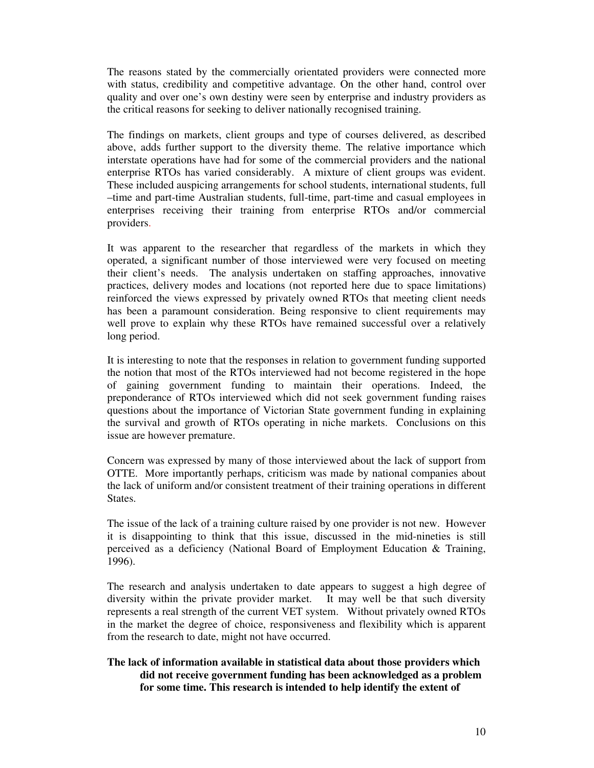The reasons stated by the commercially orientated providers were connected more with status, credibility and competitive advantage. On the other hand, control over quality and over one's own destiny were seen by enterprise and industry providers as the critical reasons for seeking to deliver nationally recognised training.

The findings on markets, client groups and type of courses delivered, as described above, adds further support to the diversity theme. The relative importance which interstate operations have had for some of the commercial providers and the national enterprise RTOs has varied considerably. A mixture of client groups was evident. These included auspicing arrangements for school students, international students, full –time and part-time Australian students, full-time, part-time and casual employees in enterprises receiving their training from enterprise RTOs and/or commercial providers.

It was apparent to the researcher that regardless of the markets in which they operated, a significant number of those interviewed were very focused on meeting their client's needs. The analysis undertaken on staffing approaches, innovative practices, delivery modes and locations (not reported here due to space limitations) reinforced the views expressed by privately owned RTOs that meeting client needs has been a paramount consideration. Being responsive to client requirements may well prove to explain why these RTOs have remained successful over a relatively long period.

It is interesting to note that the responses in relation to government funding supported the notion that most of the RTOs interviewed had not become registered in the hope of gaining government funding to maintain their operations. Indeed, the preponderance of RTOs interviewed which did not seek government funding raises questions about the importance of Victorian State government funding in explaining the survival and growth of RTOs operating in niche markets. Conclusions on this issue are however premature.

Concern was expressed by many of those interviewed about the lack of support from OTTE. More importantly perhaps, criticism was made by national companies about the lack of uniform and/or consistent treatment of their training operations in different States.

The issue of the lack of a training culture raised by one provider is not new. However it is disappointing to think that this issue, discussed in the mid-nineties is still perceived as a deficiency (National Board of Employment Education & Training, 1996).

The research and analysis undertaken to date appears to suggest a high degree of diversity within the private provider market. It may well be that such diversity represents a real strength of the current VET system. Without privately owned RTOs in the market the degree of choice, responsiveness and flexibility which is apparent from the research to date, might not have occurred.

**The lack of information available in statistical data about those providers which did not receive government funding has been acknowledged as a problem for some time. This research is intended to help identify the extent of**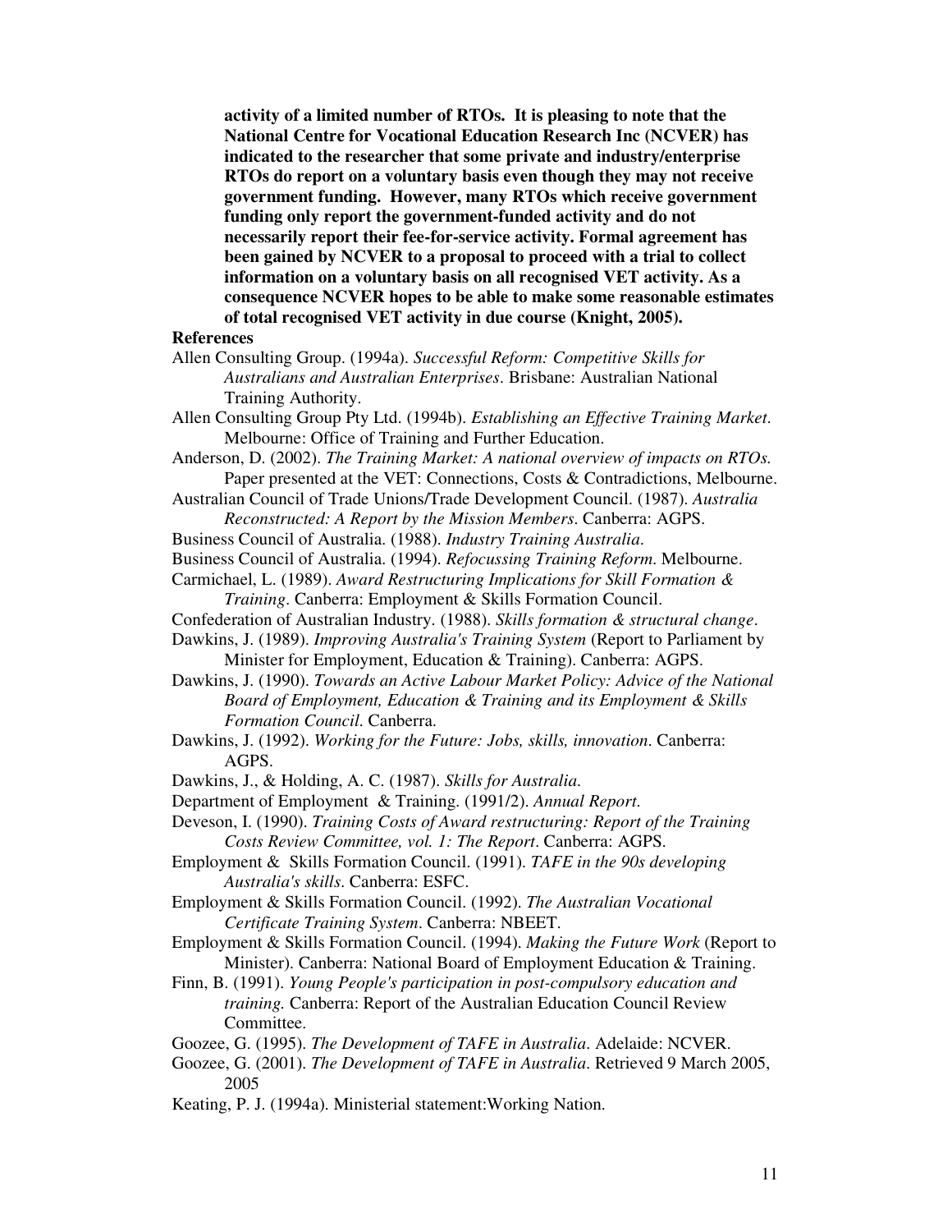**activity of a limited number of RTOs. It is pleasing to note that the National Centre for Vocational Education Research Inc (NCVER) has indicated to the researcher that some private and industry/enterprise RTOs do report on a voluntary basis even though they may not receive government funding. However, many RTOs which receive government funding only report the government-funded activity and do not necessarily report their fee-for-service activity. Formal agreement has been gained by NCVER to a proposal to proceed with a trial to collect information on a voluntary basis on all recognised VET activity. As a consequence NCVER hopes to be able to make some reasonable estimates of total recognised VET activity in due course (Knight, 2005).**

**References**

Allen Consulting Group. (1994a). *Successful Reform: Competitive Skills for Australians and Australian Enterprises*. Brisbane: Australian National Training Authority.

Allen Consulting Group Pty Ltd. (1994b). *Establishing an Effective Training Market*. Melbourne: Office of Training and Further Education.

Anderson, D. (2002). *The Training Market: A national overview of impacts on RTOs.* Paper presented at the VET: Connections, Costs & Contradictions, Melbourne.

Australian Council of Trade Unions/Trade Development Council. (1987). *Australia Reconstructed: A Report by the Mission Members*. Canberra: AGPS.

Business Council of Australia. (1988). *Industry Training Australia*.

Business Council of Australia. (1994). *Refocussing Training Reform*. Melbourne.

Carmichael, L. (1989). *Award Restructuring Implications for Skill Formation & Training*. Canberra: Employment & Skills Formation Council.

Confederation of Australian Industry. (1988). *Skills formation & structural change*.

Dawkins, J. (1989). *Improving Australia's Training System* (Report to Parliament by Minister for Employment, Education & Training). Canberra: AGPS.

Dawkins, J. (1990). *Towards an Active Labour Market Policy: Advice of the National Board of Employment, Education & Training and its Employment & Skills Formation Council*. Canberra.

Dawkins, J. (1992). *Working for the Future: Jobs, skills, innovation*. Canberra: AGPS.

Dawkins, J., & Holding, A. C. (1987). *Skills for Australia*.

Department of Employment & Training. (1991/2). *Annual Report*.

Deveson, I. (1990). *Training Costs of Award restructuring: Report of the Training Costs Review Committee, vol. 1: The Report*. Canberra: AGPS.

Employment & Skills Formation Council. (1991). *TAFE in the 90s developing Australia's skills*. Canberra: ESFC.

Employment & Skills Formation Council. (1992). *The Australian Vocational Certificate Training System*. Canberra: NBEET.

Employment & Skills Formation Council. (1994). *Making the Future Work* (Report to Minister). Canberra: National Board of Employment Education & Training.

Finn, B. (1991). *Young People's participation in post-compulsory education and training.* Canberra: Report of the Australian Education Council Review Committee.

Goozee, G. (1995). *The Development of TAFE in Australia*. Adelaide: NCVER.

Goozee, G. (2001). *The Development of TAFE in Australia*. Retrieved 9 March 2005, 2005

Keating, P. J. (1994a). Ministerial statement:Working Nation.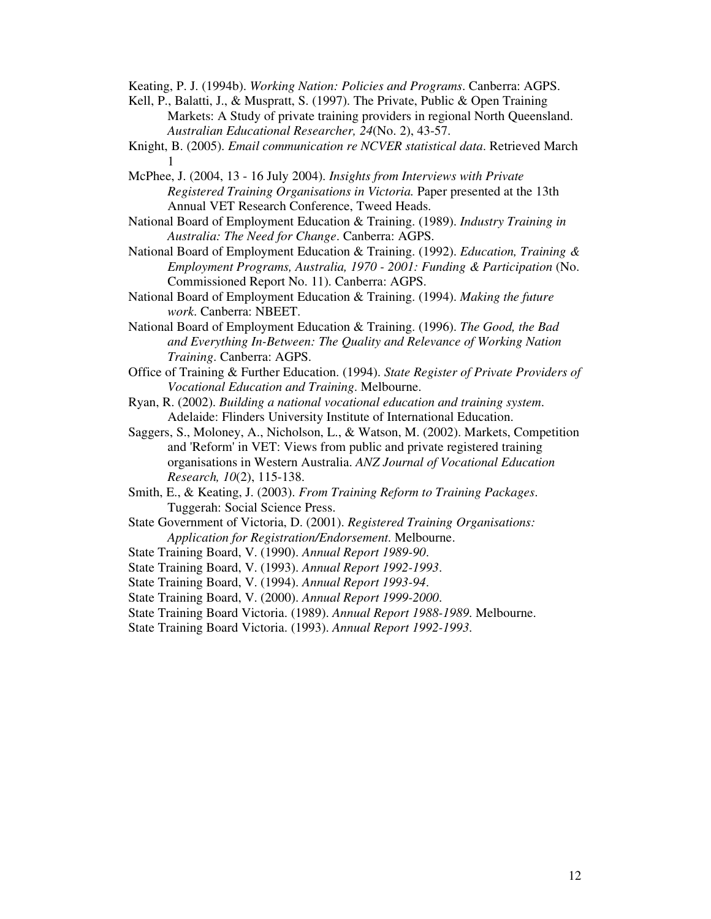Keating, P. J. (1994b). *Working Nation: Policies and Programs*. Canberra: AGPS.

Kell, P., Balatti, J., & Muspratt, S. (1997). The Private, Public & Open Training Markets: A Study of private training providers in regional North Queensland. *Australian Educational Researcher, 24*(No. 2), 43-57.

Knight, B. (2005). *Email communication re NCVER statistical data*. Retrieved March 1

McPhee, J. (2004, 13 - 16 July 2004). *Insights from Interviews with Private Registered Training Organisations in Victoria.* Paper presented at the 13th Annual VET Research Conference, Tweed Heads.

National Board of Employment Education & Training. (1989). *Industry Training in Australia: The Need for Change*. Canberra: AGPS.

National Board of Employment Education & Training. (1992). *Education, Training & Employment Programs, Australia, 1970 - 2001: Funding & Participation* (No. Commissioned Report No. 11). Canberra: AGPS.

National Board of Employment Education & Training. (1994). *Making the future work*. Canberra: NBEET.

National Board of Employment Education & Training. (1996). *The Good, the Bad and Everything In-Between: The Quality and Relevance of Working Nation Training*. Canberra: AGPS.

Office of Training & Further Education. (1994). *State Register of Private Providers of Vocational Education and Training*. Melbourne.

Ryan, R. (2002). *Building a national vocational education and training system*. Adelaide: Flinders University Institute of International Education.

Saggers, S., Moloney, A., Nicholson, L., & Watson, M. (2002). Markets, Competition and 'Reform' in VET: Views from public and private registered training organisations in Western Australia. *ANZ Journal of Vocational Education Research, 10*(2), 115-138.

Smith, E., & Keating, J. (2003). *From Training Reform to Training Packages*. Tuggerah: Social Science Press.

State Government of Victoria, D. (2001). *Registered Training Organisations: Application for Registration/Endorsement*. Melbourne.

State Training Board, V. (1990). *Annual Report 1989-90*.

State Training Board, V. (1993). *Annual Report 1992-1993*.

State Training Board, V. (1994). *Annual Report 1993-94*.

State Training Board, V. (2000). *Annual Report 1999-2000*.

State Training Board Victoria. (1989). *Annual Report 1988-1989*. Melbourne.

State Training Board Victoria. (1993). *Annual Report 1992-1993*.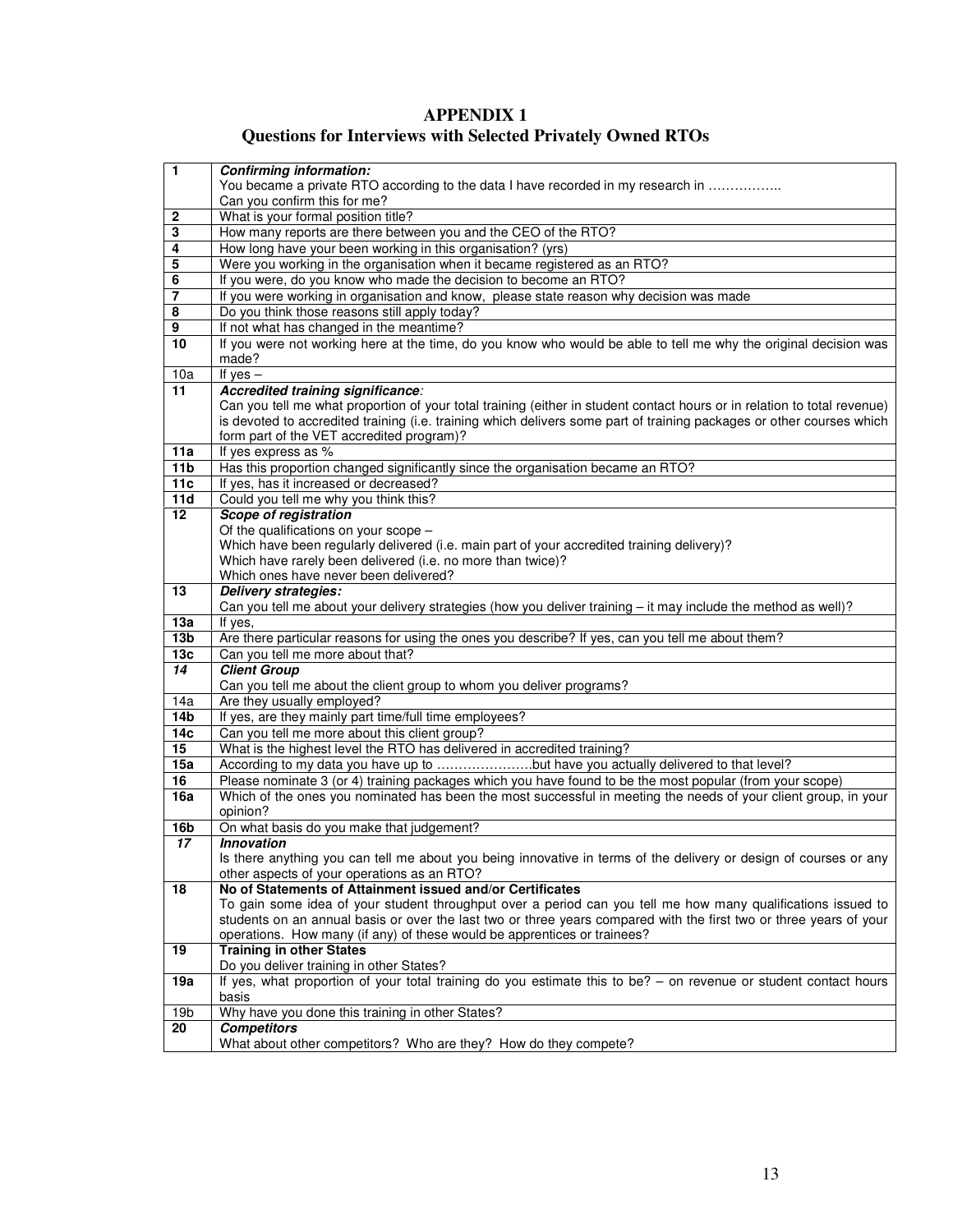# APPENDIX 1

## Questions for Interviews with Selected Privately Owned RTOs

| | |
|---|---|
| **1** | ***Confirming information:***<br>You became a private RTO according to the data I have recorded in my research in ……………..<br>Can you confirm this for me? |
| **2** | What is your formal position title? |
| **3** | How many reports are there between you and the CEO of the RTO? |
| **4** | How long have your been working in this organisation? (yrs) |
| **5** | Were you working in the organisation when it became registered as an RTO? |
| **6** | If you were, do you know who made the decision to become an RTO? |
| **7** | If you were working in organisation and know, please state reason why decision was made |
| **8** | Do you think those reasons still apply today? |
| **9** | If not what has changed in the meantime? |
| **10** | If you were not working here at the time, do you know who would be able to tell me why the original decision was made? |
| 10a | If yes – |
| **11** | ***Accredited training significance:***<br>Can you tell me what proportion of your total training (either in student contact hours or in relation to total revenue) is devoted to accredited training (i.e. training which delivers some part of training packages or other courses which form part of the VET accredited program)? |
| **11a** | If yes express as % |
| **11b** | Has this proportion changed significantly since the organisation became an RTO? |
| **11c** | If yes, has it increased or decreased? |
| **11d** | Could you tell me why you think this? |
| **12** | ***Scope of registration***<br>Of the qualifications on your scope –<br>Which have been regularly delivered (i.e. main part of your accredited training delivery)?<br>Which have rarely been delivered (i.e. no more than twice)?<br>Which ones have never been delivered? |
| **13** | ***Delivery strategies:***<br>Can you tell me about your delivery strategies (how you deliver training – it may include the method as well)? |
| **13a** | If yes, |
| **13b** | Are there particular reasons for using the ones you describe? If yes, can you tell me about them? |
| **13c** | Can you tell me more about that? |
| ***14*** | ***Client Group***<br>Can you tell me about the client group to whom you deliver programs? |
| 14a | Are they usually employed? |
| **14b** | If yes, are they mainly part time/full time employees? |
| **14c** | Can you tell me more about this client group? |
| **15** | What is the highest level the RTO has delivered in accredited training? |
| **15a** | According to my data you have up to ………………….but have you actually delivered to that level? |
| **16** | Please nominate 3 (or 4) training packages which you have found to be the most popular (from your scope) |
| **16a** | Which of the ones you nominated has been the most successful in meeting the needs of your client group, in your opinion? |
| **16b** | On what basis do you make that judgement? |
| ***17*** | ***Innovation***<br>Is there anything you can tell me about you being innovative in terms of the delivery or design of courses or any other aspects of your operations as an RTO? |
| **18** | **No of Statements of Attainment issued and/or Certificates**<br>To gain some idea of your student throughput over a period can you tell me how many qualifications issued to students on an annual basis or over the last two or three years compared with the first two or three years of your operations. How many (if any) of these would be apprentices or trainees? |
| **19** | **Training in other States**<br>Do you deliver training in other States? |
| **19a** | If yes, what proportion of your total training do you estimate this to be? – on revenue or student contact hours basis |
| 19b | Why have you done this training in other States? |
| **20** | ***Competitors***<br>What about other competitors? Who are they? How do they compete? |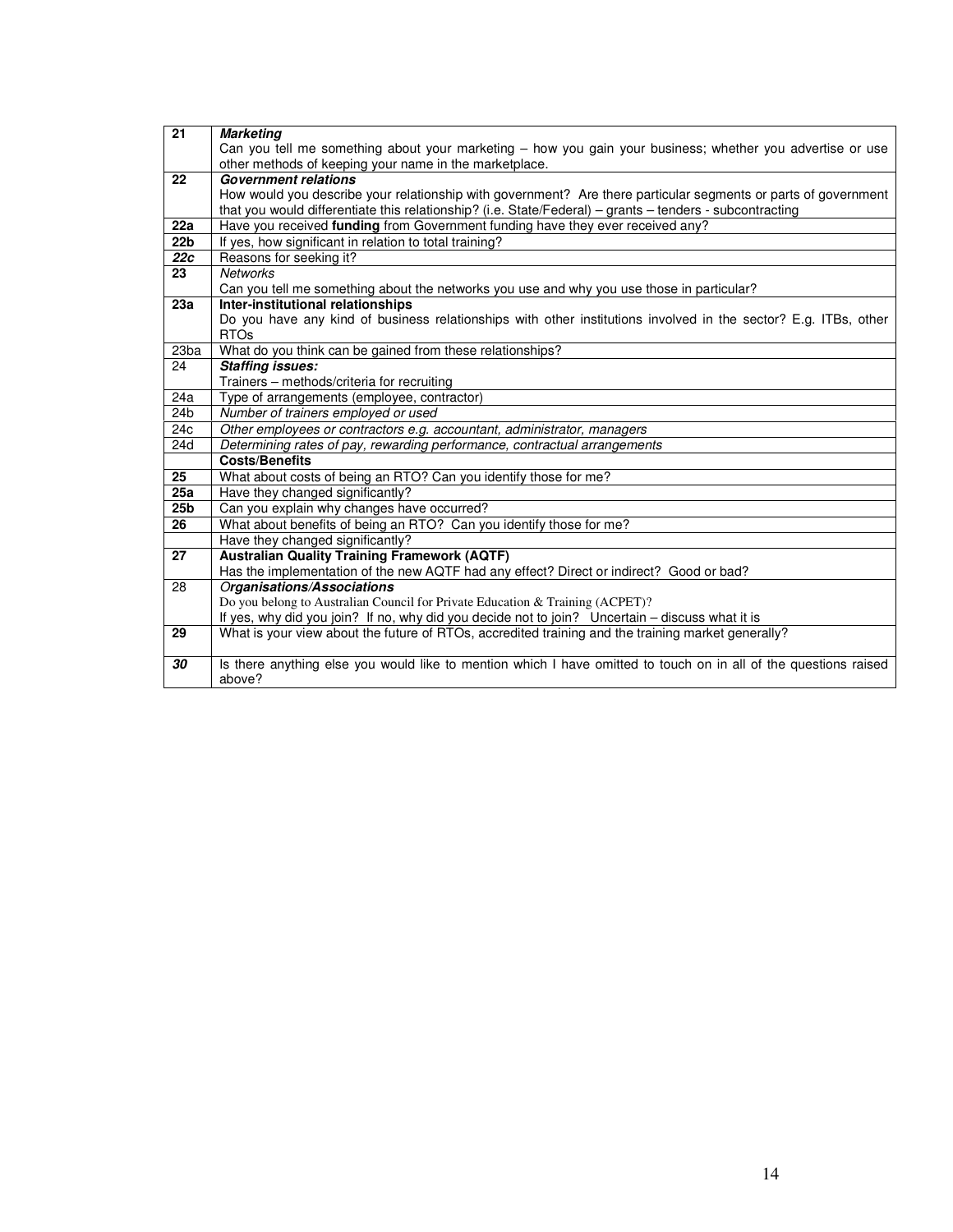| | |
|---|---|
| **21** | ***Marketing*** <br> Can you tell me something about your marketing – how you gain your business; whether you advertise or use other methods of keeping your name in the marketplace. |
| **22** | ***Government relations*** <br> How would you describe your relationship with government? Are there particular segments or parts of government that you would differentiate this relationship? (i.e. State/Federal) – grants – tenders - subcontracting |
| **22a** | Have you received **funding** from Government funding have they ever received any? |
| **22b** | If yes, how significant in relation to total training? |
| ***22c*** | Reasons for seeking it? |
| **23** | *Networks* <br> Can you tell me something about the networks you use and why you use those in particular? |
| **23a** | **Inter-institutional relationships** <br> Do you have any kind of business relationships with other institutions involved in the sector? E.g. ITBs, other RTOs |
| 23ba | What do you think can be gained from these relationships? |
| 24 | ***Staffing issues:*** <br> Trainers – methods/criteria for recruiting |
| 24a | Type of arrangements (employee, contractor) |
| 24b | *Number of trainers employed or used* |
| 24c | *Other employees or contractors e.g. accountant, administrator, managers* |
| 24d | *Determining rates of pay, rewarding performance, contractual arrangements* |
| | **Costs/Benefits** |
| **25** | What about costs of being an RTO? Can you identify those for me? |
| **25a** | Have they changed significantly? |
| **25b** | Can you explain why changes have occurred? |
| **26** | What about benefits of being an RTO? Can you identify those for me? |
| | Have they changed significantly? |
| **27** | **Australian Quality Training Framework (AQTF)** <br> Has the implementation of the new AQTF had any effect? Direct or indirect? Good or bad? |
| 28 | ***Organisations/Associations*** <br> Do you belong to Australian Council for Private Education & Training (ACPET)? <br> If yes, why did you join? If no, why did you decide not to join? Uncertain – discuss what it is |
| **29** | What is your view about the future of RTOs, accredited training and the training market generally? |
| ***30*** | Is there anything else you would like to mention which I have omitted to touch on in all of the questions raised above? |